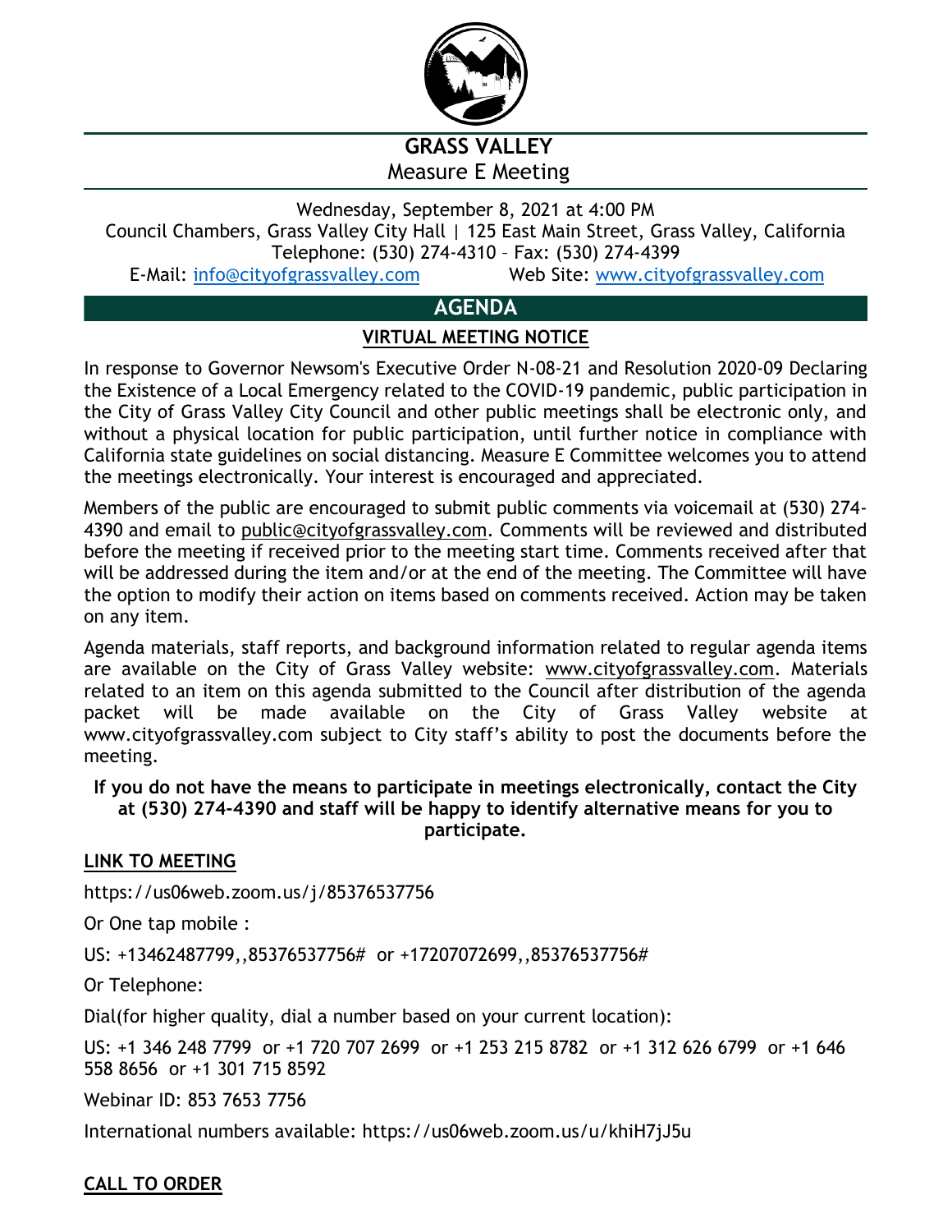# GRASS VALLEY

Measure E Meeting

Wednesday, September 8, 2021 at 4:00 PM

Council Chambers, Grass Valley City Hall | 125 East Main Street, Grass Valley, California

Telephone: (530) 274-4310 – Fax: (530) 274-4399

E-Mail: info@cityofgrassvalley.com Web Site: www.cityofgrassvalley.com

## AGENDA

### VIRTUAL MEETING NOTICE

In response to Governor Newsom's Executive Order N-08-21 and Resolution 2020-09 Declaring the Existence of a Local Emergency related to the COVID-19 pandemic, public participation in the City of Grass Valley City Council and other public meetings shall be electronic only, and without a physical location for public participation, until further notice in compliance with California state guidelines on social distancing. Measure E Committee welcomes you to attend the meetings electronically. Your interest is encouraged and appreciated.

Members of the public are encouraged to submit public comments via voicemail at (530) 274-4390 and email to public@cityofgrassvalley.com. Comments will be reviewed and distributed before the meeting if received prior to the meeting start time. Comments received after that will be addressed during the item and/or at the end of the meeting. The Committee will have the option to modify their action on items based on comments received. Action may be taken on any item.

Agenda materials, staff reports, and background information related to regular agenda items are available on the City of Grass Valley website: www.cityofgrassvalley.com. Materials related to an item on this agenda submitted to the Council after distribution of the agenda packet will be made available on the City of Grass Valley website at www.cityofgrassvalley.com subject to City staff's ability to post the documents before the meeting.

**If you do not have the means to participate in meetings electronically, contact the City at (530) 274-4390 and staff will be happy to identify alternative means for you to participate.**

### LINK TO MEETING

https://us06web.zoom.us/j/85376537756

Or One tap mobile :

US: +13462487799,,85376537756# or +17207072699,,85376537756#

Or Telephone:

Dial(for higher quality, dial a number based on your current location):

US: +1 346 248 7799 or +1 720 707 2699 or +1 253 215 8782 or +1 312 626 6799 or +1 646 558 8656 or +1 301 715 8592

Webinar ID: 853 7653 7756

International numbers available: https://us06web.zoom.us/u/khiH7jJ5u

### CALL TO ORDER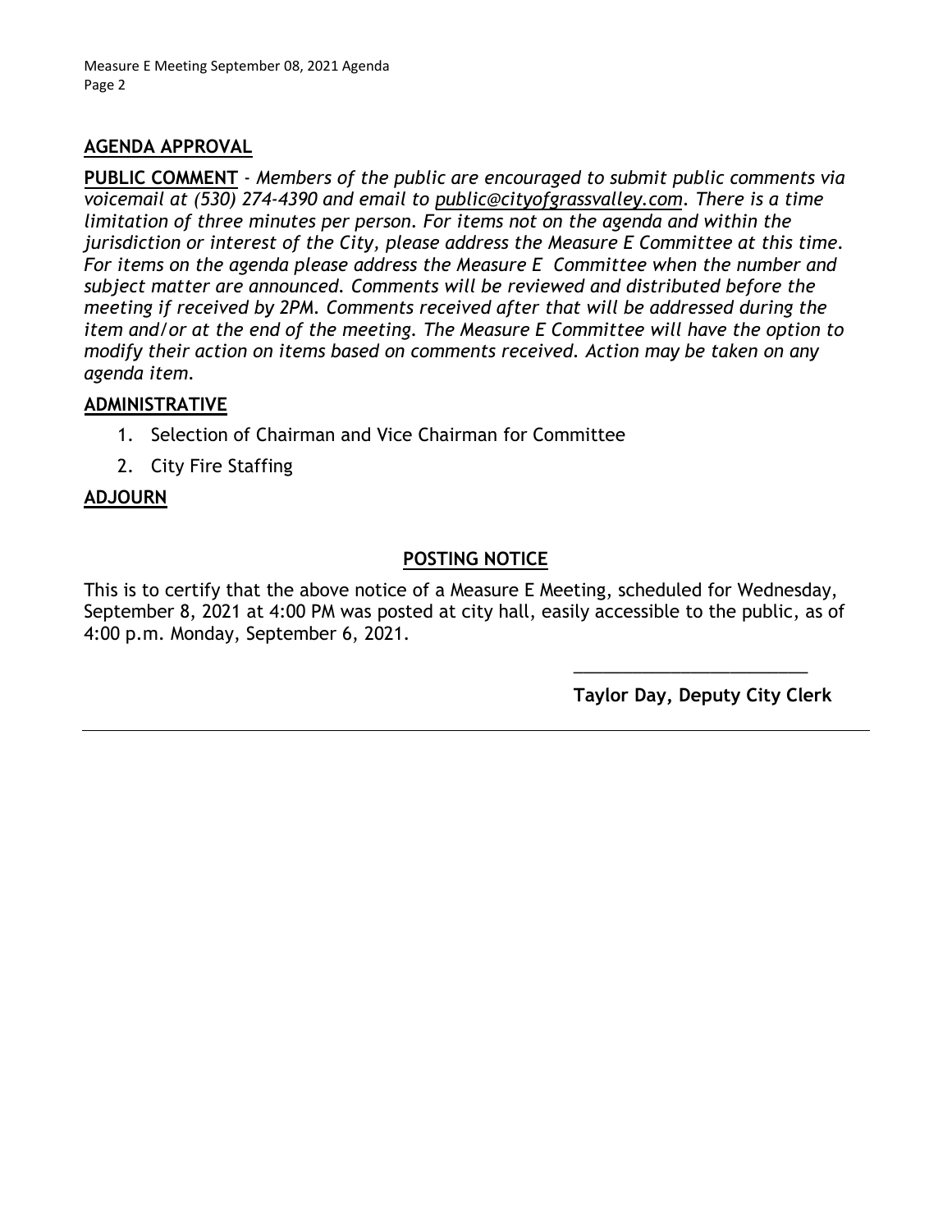**AGENDA APPROVAL**

**PUBLIC COMMENT** - *Members of the public are encouraged to submit public comments via voicemail at (530) 274-4390 and email to public@cityofgrassvalley.com. There is a time limitation of three minutes per person. For items not on the agenda and within the jurisdiction or interest of the City, please address the Measure E Committee at this time. For items on the agenda please address the Measure E Committee when the number and subject matter are announced. Comments will be reviewed and distributed before the meeting if received by 2PM. Comments received after that will be addressed during the item and/or at the end of the meeting. The Measure E Committee will have the option to modify their action on items based on comments received. Action may be taken on any agenda item.*

**ADMINISTRATIVE**

1. Selection of Chairman and Vice Chairman for Committee
2. City Fire Staffing

**ADJOURN**

**POSTING NOTICE**

This is to certify that the above notice of a Measure E Meeting, scheduled for Wednesday, September 8, 2021 at 4:00 PM was posted at city hall, easily accessible to the public, as of 4:00 p.m. Monday, September 6, 2021.

________________________

**Taylor Day, Deputy City Clerk**